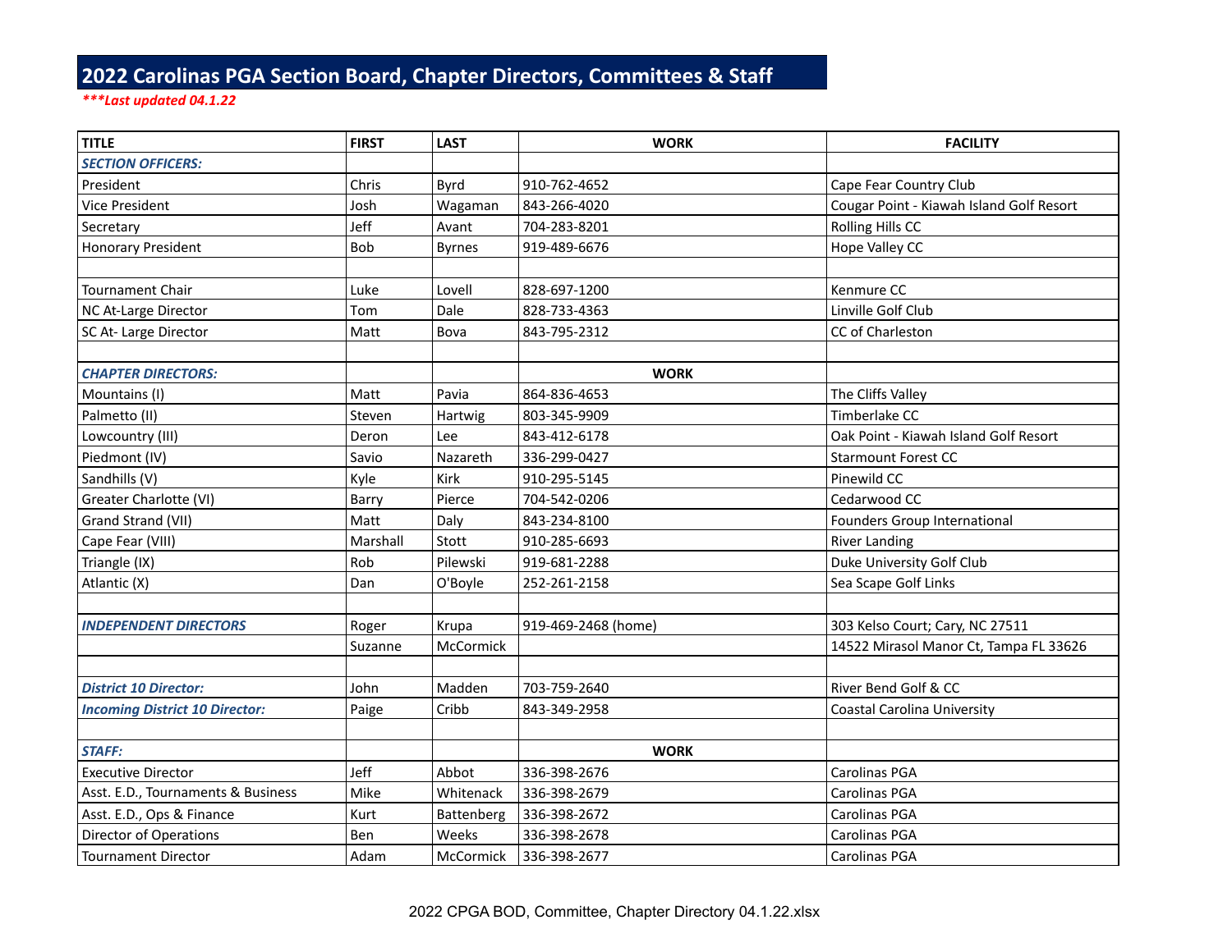# 2022 Carolinas PGA Section Board, Chapter Directors, Committees & Staff

***\*\*\*Last updated 04.1.22***

| TITLE | FIRST | LAST | WORK | FACILITY |
|---|---|---|---|---|
| ***SECTION OFFICERS:*** | | | | |
| President | Chris | Byrd | 910-762-4652 | Cape Fear Country Club |
| Vice President | Josh | Wagaman | 843-266-4020 | Cougar Point - Kiawah Island Golf Resort |
| Secretary | Jeff | Avant | 704-283-8201 | Rolling Hills CC |
| Honorary President | Bob | Byrnes | 919-489-6676 | Hope Valley CC |
| | | | | |
| Tournament Chair | Luke | Lovell | 828-697-1200 | Kenmure CC |
| NC At-Large Director | Tom | Dale | 828-733-4363 | Linville Golf Club |
| SC At- Large Director | Matt | Bova | 843-795-2312 | CC of Charleston |
| | | | | |
| ***CHAPTER DIRECTORS:*** | | | **WORK** | |
| Mountains (I) | Matt | Pavia | 864-836-4653 | The Cliffs Valley |
| Palmetto (II) | Steven | Hartwig | 803-345-9909 | Timberlake CC |
| Lowcountry (III) | Deron | Lee | 843-412-6178 | Oak Point - Kiawah Island Golf Resort |
| Piedmont (IV) | Savio | Nazareth | 336-299-0427 | Starmount Forest CC |
| Sandhills (V) | Kyle | Kirk | 910-295-5145 | Pinewild CC |
| Greater Charlotte (VI) | Barry | Pierce | 704-542-0206 | Cedarwood CC |
| Grand Strand (VII) | Matt | Daly | 843-234-8100 | Founders Group International |
| Cape Fear (VIII) | Marshall | Stott | 910-285-6693 | River Landing |
| Triangle (IX) | Rob | Pilewski | 919-681-2288 | Duke University Golf Club |
| Atlantic (X) | Dan | O'Boyle | 252-261-2158 | Sea Scape Golf Links |
| | | | | |
| ***INDEPENDENT DIRECTORS*** | Roger | Krupa | 919-469-2468 (home) | 303 Kelso Court; Cary, NC 27511 |
| | Suzanne | McCormick | | 14522 Mirasol Manor Ct, Tampa FL 33626 |
| | | | | |
| ***District 10 Director:*** | John | Madden | 703-759-2640 | River Bend Golf & CC |
| ***Incoming District 10 Director:*** | Paige | Cribb | 843-349-2958 | Coastal Carolina University |
| | | | | |
| ***STAFF:*** | | | **WORK** | |
| Executive Director | Jeff | Abbot | 336-398-2676 | Carolinas PGA |
| Asst. E.D., Tournaments & Business | Mike | Whitenack | 336-398-2679 | Carolinas PGA |
| Asst. E.D., Ops & Finance | Kurt | Battenberg | 336-398-2672 | Carolinas PGA |
| Director of Operations | Ben | Weeks | 336-398-2678 | Carolinas PGA |
| Tournament Director | Adam | McCormick | 336-398-2677 | Carolinas PGA |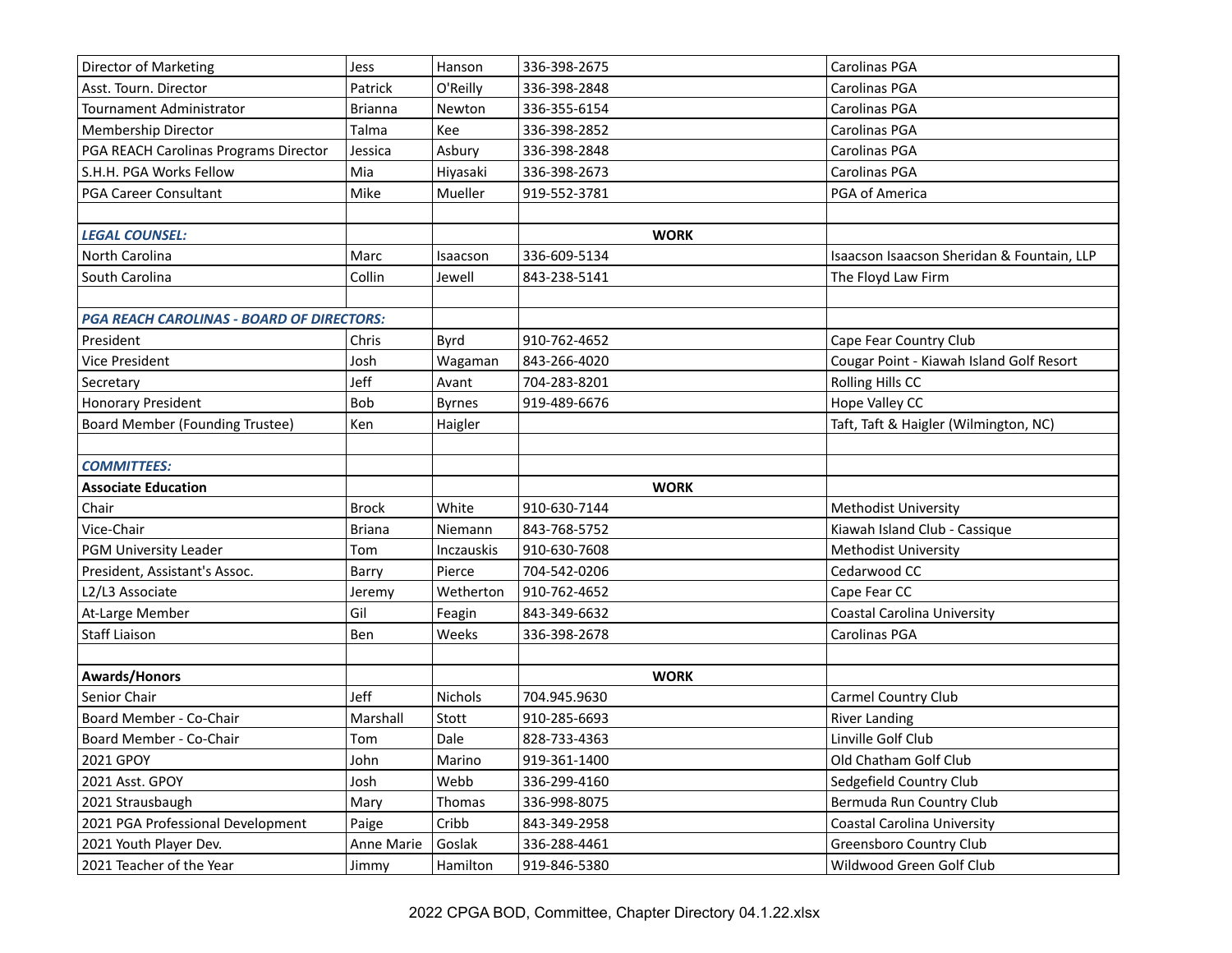| | | | | |
|---|---|---|---|---|
| Director of Marketing | Jess | Hanson | 336-398-2675 | Carolinas PGA |
| Asst. Tourn. Director | Patrick | O'Reilly | 336-398-2848 | Carolinas PGA |
| Tournament Administrator | Brianna | Newton | 336-355-6154 | Carolinas PGA |
| Membership Director | Talma | Kee | 336-398-2852 | Carolinas PGA |
| PGA REACH Carolinas Programs Director | Jessica | Asbury | 336-398-2848 | Carolinas PGA |
| S.H.H. PGA Works Fellow | Mia | Hiyasaki | 336-398-2673 | Carolinas PGA |
| PGA Career Consultant | Mike | Mueller | 919-552-3781 | PGA of America |
| | | | | |
| ***LEGAL COUNSEL:*** | | | **WORK** | |
| North Carolina | Marc | Isaacson | 336-609-5134 | Isaacson Isaacson Sheridan & Fountain, LLP |
| South Carolina | Collin | Jewell | 843-238-5141 | The Floyd Law Firm |
| | | | | |
| ***PGA REACH CAROLINAS - BOARD OF DIRECTORS:*** | | | | |
| President | Chris | Byrd | 910-762-4652 | Cape Fear Country Club |
| Vice President | Josh | Wagaman | 843-266-4020 | Cougar Point - Kiawah Island Golf Resort |
| Secretary | Jeff | Avant | 704-283-8201 | Rolling Hills CC |
| Honorary President | Bob | Byrnes | 919-489-6676 | Hope Valley CC |
| Board Member (Founding Trustee) | Ken | Haigler | | Taft, Taft & Haigler (Wilmington, NC) |
| | | | | |
| ***COMMITTEES:*** | | | | |
| **Associate Education** | | | **WORK** | |
| Chair | Brock | White | 910-630-7144 | Methodist University |
| Vice-Chair | Briana | Niemann | 843-768-5752 | Kiawah Island Club - Cassique |
| PGM University Leader | Tom | Inczauskis | 910-630-7608 | Methodist University |
| President, Assistant's Assoc. | Barry | Pierce | 704-542-0206 | Cedarwood CC |
| L2/L3 Associate | Jeremy | Wetherton | 910-762-4652 | Cape Fear CC |
| At-Large Member | Gil | Feagin | 843-349-6632 | Coastal Carolina University |
| Staff Liaison | Ben | Weeks | 336-398-2678 | Carolinas PGA |
| | | | | |
| **Awards/Honors** | | | **WORK** | |
| Senior Chair | Jeff | Nichols | 704.945.9630 | Carmel Country Club |
| Board Member - Co-Chair | Marshall | Stott | 910-285-6693 | River Landing |
| Board Member - Co-Chair | Tom | Dale | 828-733-4363 | Linville Golf Club |
| 2021 GPOY | John | Marino | 919-361-1400 | Old Chatham Golf Club |
| 2021 Asst. GPOY | Josh | Webb | 336-299-4160 | Sedgefield Country Club |
| 2021 Strausbaugh | Mary | Thomas | 336-998-8075 | Bermuda Run Country Club |
| 2021 PGA Professional Development | Paige | Cribb | 843-349-2958 | Coastal Carolina University |
| 2021 Youth Player Dev. | Anne Marie | Goslak | 336-288-4461 | Greensboro Country Club |
| 2021 Teacher of the Year | Jimmy | Hamilton | 919-846-5380 | Wildwood Green Golf Club |

2022 CPGA BOD, Committee, Chapter Directory 04.1.22.xlsx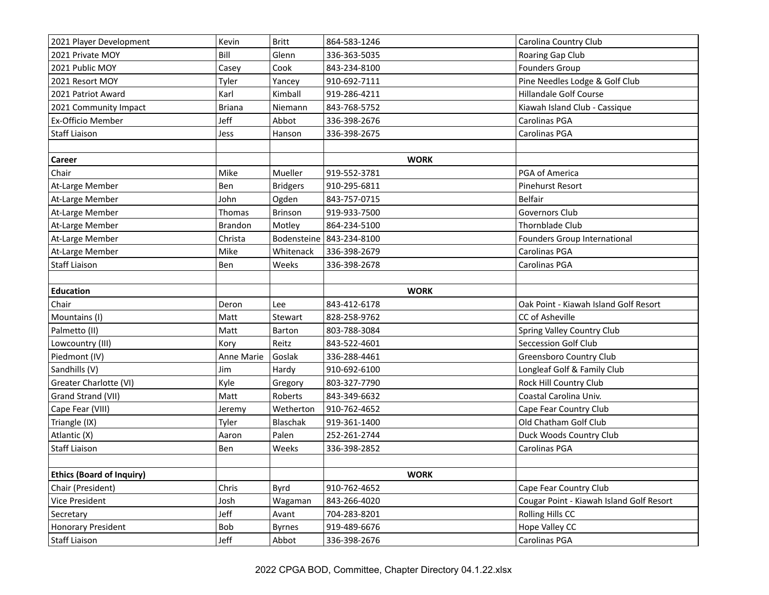| | | | | |
|---|---|---|---|---|
| 2021 Player Development | Kevin | Britt | 864-583-1246 | Carolina Country Club |
| 2021 Private MOY | Bill | Glenn | 336-363-5035 | Roaring Gap Club |
| 2021 Public MOY | Casey | Cook | 843-234-8100 | Founders Group |
| 2021 Resort MOY | Tyler | Yancey | 910-692-7111 | Pine Needles Lodge & Golf Club |
| 2021 Patriot Award | Karl | Kimball | 919-286-4211 | Hillandale Golf Course |
| 2021 Community Impact | Briana | Niemann | 843-768-5752 | Kiawah Island Club - Cassique |
| Ex-Officio Member | Jeff | Abbot | 336-398-2676 | Carolinas PGA |
| Staff Liaison | Jess | Hanson | 336-398-2675 | Carolinas PGA |
| | | | | |
| **Career** | | | **WORK** | |
| Chair | Mike | Mueller | 919-552-3781 | PGA of America |
| At-Large Member | Ben | Bridgers | 910-295-6811 | Pinehurst Resort |
| At-Large Member | John | Ogden | 843-757-0715 | Belfair |
| At-Large Member | Thomas | Brinson | 919-933-7500 | Governors Club |
| At-Large Member | Brandon | Motley | 864-234-5100 | Thornblade Club |
| At-Large Member | Christa | Bodensteine | 843-234-8100 | Founders Group International |
| At-Large Member | Mike | Whitenack | 336-398-2679 | Carolinas PGA |
| Staff Liaison | Ben | Weeks | 336-398-2678 | Carolinas PGA |
| | | | | |
| **Education** | | | **WORK** | |
| Chair | Deron | Lee | 843-412-6178 | Oak Point - Kiawah Island Golf Resort |
| Mountains (I) | Matt | Stewart | 828-258-9762 | CC of Asheville |
| Palmetto (II) | Matt | Barton | 803-788-3084 | Spring Valley Country Club |
| Lowcountry (III) | Kory | Reitz | 843-522-4601 | Seccession Golf Club |
| Piedmont (IV) | Anne Marie | Goslak | 336-288-4461 | Greensboro Country Club |
| Sandhills (V) | Jim | Hardy | 910-692-6100 | Longleaf Golf & Family Club |
| Greater Charlotte (VI) | Kyle | Gregory | 803-327-7790 | Rock Hill Country Club |
| Grand Strand (VII) | Matt | Roberts | 843-349-6632 | Coastal Carolina Univ. |
| Cape Fear (VIII) | Jeremy | Wetherton | 910-762-4652 | Cape Fear Country Club |
| Triangle (IX) | Tyler | Blaschak | 919-361-1400 | Old Chatham Golf Club |
| Atlantic (X) | Aaron | Palen | 252-261-2744 | Duck Woods Country Club |
| Staff Liaison | Ben | Weeks | 336-398-2852 | Carolinas PGA |
| | | | | |
| **Ethics (Board of Inquiry)** | | | **WORK** | |
| Chair (President) | Chris | Byrd | 910-762-4652 | Cape Fear Country Club |
| Vice President | Josh | Wagaman | 843-266-4020 | Cougar Point - Kiawah Island Golf Resort |
| Secretary | Jeff | Avant | 704-283-8201 | Rolling Hills CC |
| Honorary President | Bob | Byrnes | 919-489-6676 | Hope Valley CC |
| Staff Liaison | Jeff | Abbot | 336-398-2676 | Carolinas PGA |

2022 CPGA BOD, Committee, Chapter Directory 04.1.22.xlsx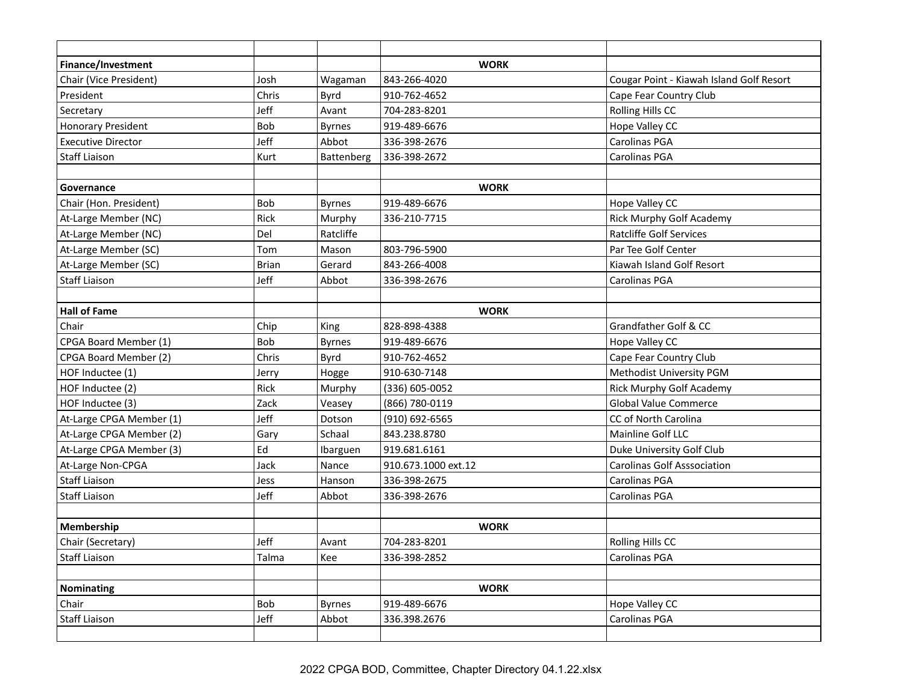| | | | | |
|---|---|---|---|---|
| **Finance/Investment** | | | **WORK** | |
| Chair (Vice President) | Josh | Wagaman | 843-266-4020 | Cougar Point - Kiawah Island Golf Resort |
| President | Chris | Byrd | 910-762-4652 | Cape Fear Country Club |
| Secretary | Jeff | Avant | 704-283-8201 | Rolling Hills CC |
| Honorary President | Bob | Byrnes | 919-489-6676 | Hope Valley CC |
| Executive Director | Jeff | Abbot | 336-398-2676 | Carolinas PGA |
| Staff Liaison | Kurt | Battenberg | 336-398-2672 | Carolinas PGA |
| | | | | |
| **Governance** | | | **WORK** | |
| Chair (Hon. President) | Bob | Byrnes | 919-489-6676 | Hope Valley CC |
| At-Large Member (NC) | Rick | Murphy | 336-210-7715 | Rick Murphy Golf Academy |
| At-Large Member (NC) | Del | Ratcliffe | | Ratcliffe Golf Services |
| At-Large Member (SC) | Tom | Mason | 803-796-5900 | Par Tee Golf Center |
| At-Large Member (SC) | Brian | Gerard | 843-266-4008 | Kiawah Island Golf Resort |
| Staff Liaison | Jeff | Abbot | 336-398-2676 | Carolinas PGA |
| | | | | |
| **Hall of Fame** | | | **WORK** | |
| Chair | Chip | King | 828-898-4388 | Grandfather Golf & CC |
| CPGA Board Member (1) | Bob | Byrnes | 919-489-6676 | Hope Valley CC |
| CPGA Board Member (2) | Chris | Byrd | 910-762-4652 | Cape Fear Country Club |
| HOF Inductee (1) | Jerry | Hogge | 910-630-7148 | Methodist University PGM |
| HOF Inductee (2) | Rick | Murphy | (336) 605-0052 | Rick Murphy Golf Academy |
| HOF Inductee (3) | Zack | Veasey | (866) 780-0119 | Global Value Commerce |
| At-Large CPGA Member (1) | Jeff | Dotson | (910) 692-6565 | CC of North Carolina |
| At-Large CPGA Member (2) | Gary | Schaal | 843.238.8780 | Mainline Golf LLC |
| At-Large CPGA Member (3) | Ed | Ibarguen | 919.681.6161 | Duke University Golf Club |
| At-Large Non-CPGA | Jack | Nance | 910.673.1000 ext.12 | Carolinas Golf Asssociation |
| Staff Liaison | Jess | Hanson | 336-398-2675 | Carolinas PGA |
| Staff Liaison | Jeff | Abbot | 336-398-2676 | Carolinas PGA |
| | | | | |
| **Membership** | | | **WORK** | |
| Chair (Secretary) | Jeff | Avant | 704-283-8201 | Rolling Hills CC |
| Staff Liaison | Talma | Kee | 336-398-2852 | Carolinas PGA |
| | | | | |
| **Nominating** | | | **WORK** | |
| Chair | Bob | Byrnes | 919-489-6676 | Hope Valley CC |
| Staff Liaison | Jeff | Abbot | 336.398.2676 | Carolinas PGA |
| | | | | |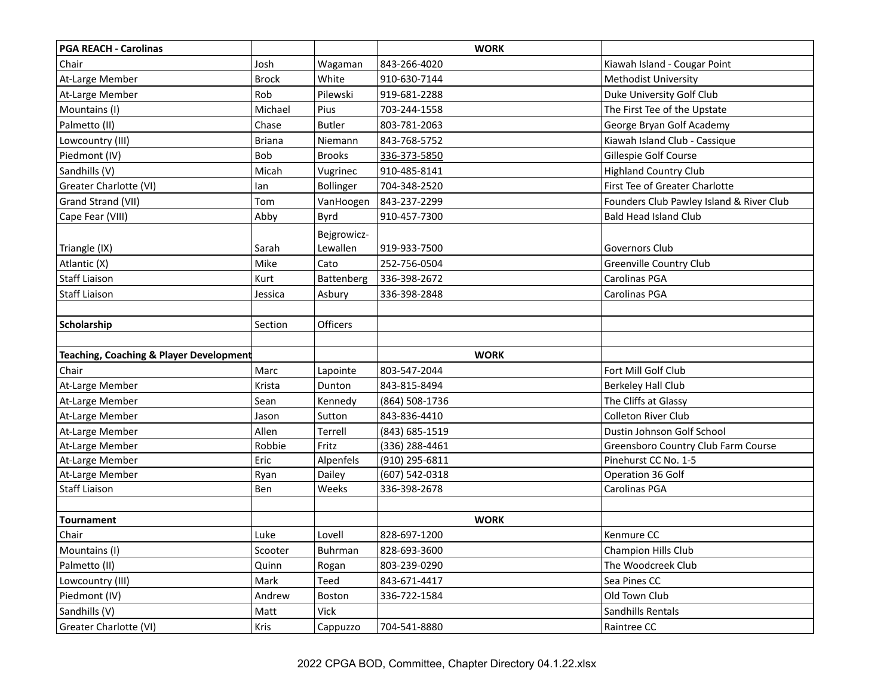| PGA REACH - Carolinas | | | WORK | |
|---|---|---|---|---|
| Chair | Josh | Wagaman | 843-266-4020 | Kiawah Island - Cougar Point |
| At-Large Member | Brock | White | 910-630-7144 | Methodist University |
| At-Large Member | Rob | Pilewski | 919-681-2288 | Duke University Golf Club |
| Mountains (I) | Michael | Pius | 703-244-1558 | The First Tee of the Upstate |
| Palmetto (II) | Chase | Butler | 803-781-2063 | George Bryan Golf Academy |
| Lowcountry (III) | Briana | Niemann | 843-768-5752 | Kiawah Island Club - Cassique |
| Piedmont (IV) | Bob | Brooks | 336-373-5850 | Gillespie Golf Course |
| Sandhills (V) | Micah | Vugrinec | 910-485-8141 | Highland Country Club |
| Greater Charlotte (VI) | Ian | Bollinger | 704-348-2520 | First Tee of Greater Charlotte |
| Grand Strand (VII) | Tom | VanHoogen | 843-237-2299 | Founders Club Pawley Island & River Club |
| Cape Fear (VIII) | Abby | Byrd | 910-457-7300 | Bald Head Island Club |
| Triangle (IX) | Sarah | Bejgrowicz-Lewallen | 919-933-7500 | Governors Club |
| Atlantic (X) | Mike | Cato | 252-756-0504 | Greenville Country Club |
| Staff Liaison | Kurt | Battenberg | 336-398-2672 | Carolinas PGA |
| Staff Liaison | Jessica | Asbury | 336-398-2848 | Carolinas PGA |
| | | | | |
| **Scholarship** | Section | Officers | | |
| | | | | |
| **Teaching, Coaching & Player Development** | | | **WORK** | |
| Chair | Marc | Lapointe | 803-547-2044 | Fort Mill Golf Club |
| At-Large Member | Krista | Dunton | 843-815-8494 | Berkeley Hall Club |
| At-Large Member | Sean | Kennedy | (864) 508-1736 | The Cliffs at Glassy |
| At-Large Member | Jason | Sutton | 843-836-4410 | Colleton River Club |
| At-Large Member | Allen | Terrell | (843) 685-1519 | Dustin Johnson Golf School |
| At-Large Member | Robbie | Fritz | (336) 288-4461 | Greensboro Country Club Farm Course |
| At-Large Member | Eric | Alpenfels | (910) 295-6811 | Pinehurst CC No. 1-5 |
| At-Large Member | Ryan | Dailey | (607) 542-0318 | Operation 36 Golf |
| Staff Liaison | Ben | Weeks | 336-398-2678 | Carolinas PGA |
| | | | | |
| **Tournament** | | | **WORK** | |
| Chair | Luke | Lovell | 828-697-1200 | Kenmure CC |
| Mountains (I) | Scooter | Buhrman | 828-693-3600 | Champion Hills Club |
| Palmetto (II) | Quinn | Rogan | 803-239-0290 | The Woodcreek Club |
| Lowcountry (III) | Mark | Teed | 843-671-4417 | Sea Pines CC |
| Piedmont (IV) | Andrew | Boston | 336-722-1584 | Old Town Club |
| Sandhills (V) | Matt | Vick | | Sandhills Rentals |
| Greater Charlotte (VI) | Kris | Cappuzzo | 704-541-8880 | Raintree CC |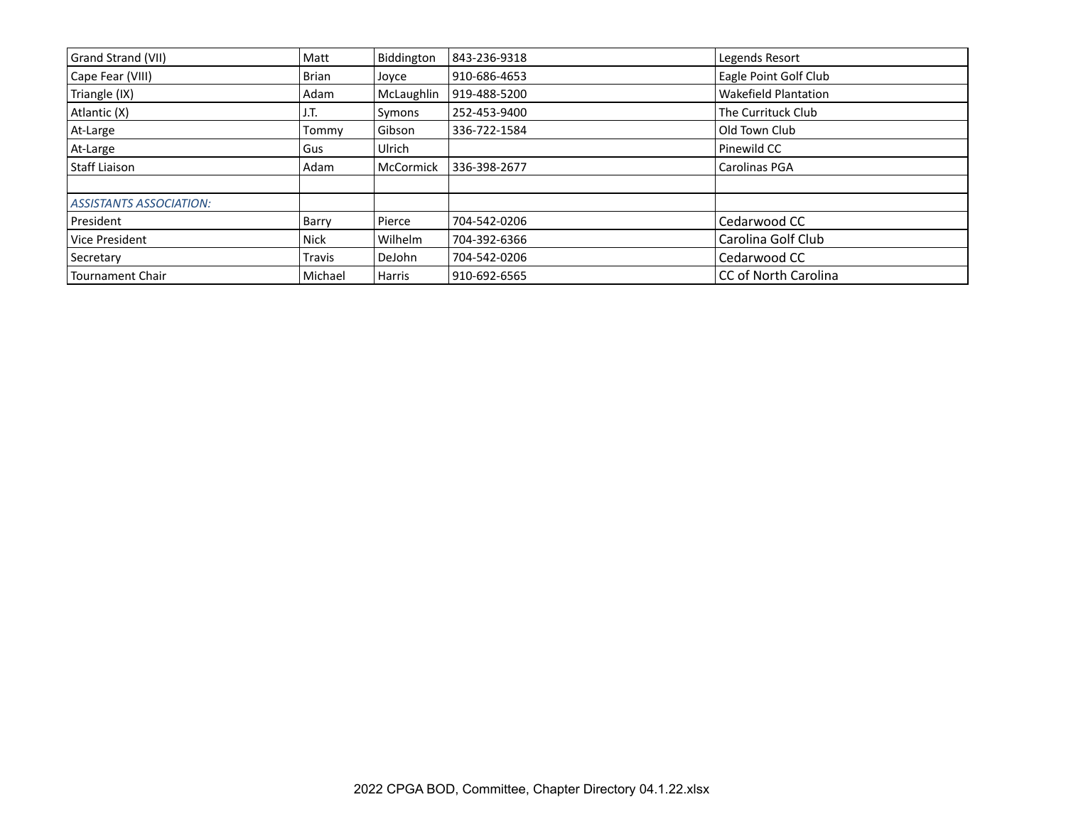| | | | | |
|---|---|---|---|---|
| Grand Strand (VII) | Matt | Biddington | 843-236-9318 | Legends Resort |
| Cape Fear (VIII) | Brian | Joyce | 910-686-4653 | Eagle Point Golf Club |
| Triangle (IX) | Adam | McLaughlin | 919-488-5200 | Wakefield Plantation |
| Atlantic (X) | J.T. | Symons | 252-453-9400 | The Currituck Club |
| At-Large | Tommy | Gibson | 336-722-1584 | Old Town Club |
| At-Large | Gus | Ulrich | | Pinewild CC |
| Staff Liaison | Adam | McCormick | 336-398-2677 | Carolinas PGA |
| | | | | |
| *ASSISTANTS ASSOCIATION:* | | | | |
| President | Barry | Pierce | 704-542-0206 | Cedarwood CC |
| Vice President | Nick | Wilhelm | 704-392-6366 | Carolina Golf Club |
| Secretary | Travis | DeJohn | 704-542-0206 | Cedarwood CC |
| Tournament Chair | Michael | Harris | 910-692-6565 | CC of North Carolina |